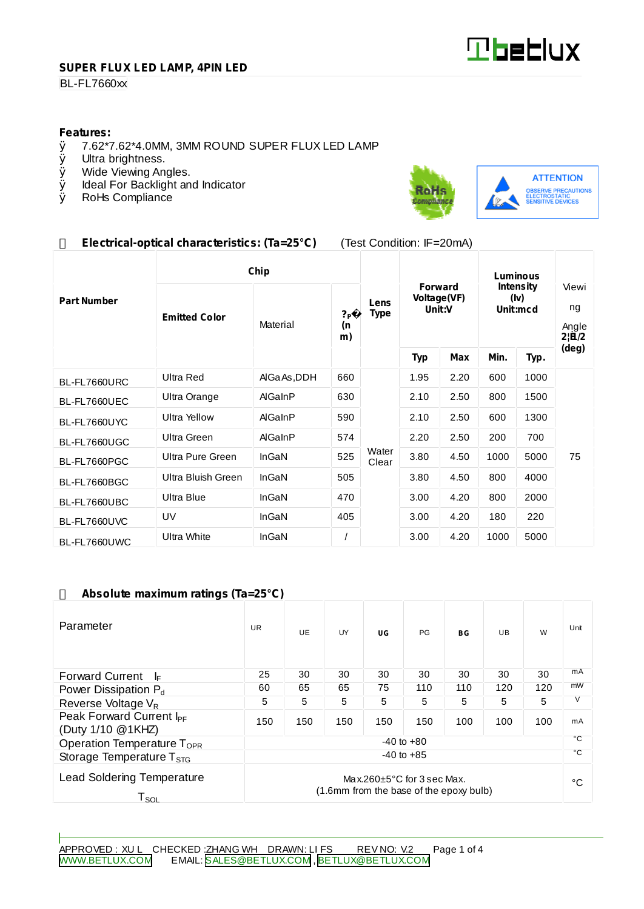**SUPER FLUX LED LAMP, 4PIN LED**

BL-FL7660xx

**Features:**

- 7.62*7.62*4.0MM, 3MM ROUND SUPER FLUX LED LAMP
- Ultra brightness.
- Wide Viewing Angles.
- Ideal For Backlight and Indicator
- RoHs Compliance

RoHs Compliance

ATTENTION
OBSERVE PRECAUTIONS
ELECTROSTATIC
SENSITIVE DEVICES

## Electrical-optical characteristics: (Ta=25°C) (Test Condition: IF=20mA)

| Part Number | Chip | | | Lens Type | Forward Voltage(VF) Unit:V | | Luminous Intensity (Iv) Unit:mcd | | Viewing Angle 2θ1/2 (deg) |
|---|---|---|---|---|---|---|---|---|---|
| | Emitted Color | Material | λP (nm) | | Typ | Max | Min. | Typ. | |
| BL-FL7660URC | Ultra Red | AlGaAs,DDH | 660 | Water Clear | 1.95 | 2.20 | 600 | 1000 | 75 |
| BL-FL7660UEC | Ultra Orange | AlGaInP | 630 | | 2.10 | 2.50 | 800 | 1500 | |
| BL-FL7660UYC | Ultra Yellow | AlGaInP | 590 | | 2.10 | 2.50 | 600 | 1300 | |
| BL-FL7660UGC | Ultra Green | AlGaInP | 574 | | 2.20 | 2.50 | 200 | 700 | |
| BL-FL7660PGC | Ultra Pure Green | InGaN | 525 | | 3.80 | 4.50 | 1000 | 5000 | |
| BL-FL7660BGC | Ultra Bluish Green | InGaN | 505 | | 3.80 | 4.50 | 800 | 4000 | |
| BL-FL7660UBC | Ultra Blue | InGaN | 470 | | 3.00 | 4.20 | 800 | 2000 | |
| BL-FL7660UVC | UV | InGaN | 405 | | 3.00 | 4.20 | 180 | 220 | |
| BL-FL7660UWC | Ultra White | InGaN | / | | 3.00 | 4.20 | 1000 | 5000 | |

## Absolute maximum ratings (Ta=25°C)

| Parameter | UR | UE | UY | UG | PG | BG | UB | W | Unit |
|---|---|---|---|---|---|---|---|---|---|
| Forward Current $I_F$ | 25 | 30 | 30 | 30 | 30 | 30 | 30 | 30 | mA |
| Power Dissipation $P_d$ | 60 | 65 | 65 | 75 | 110 | 110 | 120 | 120 | mW |
| Reverse Voltage $V_R$ | 5 | 5 | 5 | 5 | 5 | 5 | 5 | 5 | V |
| Peak Forward Current $I_{PF}$ (Duty 1/10 @1KHZ) | 150 | 150 | 150 | 150 | 150 | 100 | 100 | 100 | mA |
| Operation Temperature $T_{OPR}$ | -40 to +80 | | | | | | | | °C |
| Storage Temperature $T_{STG}$ | -40 to +85 | | | | | | | | °C |
| Lead Soldering Temperature $T_{SOL}$ | Max.260±5°C for 3 sec Max. (1.6mm from the base of the epoxy bulb) | | | | | | | | °C |

APPROVED : XU L CHECKED :ZHANG WH DRAWN: LI FS REV NO: V.2

WWW.BETLUX.COM EMAIL: SALES@BETLUX.COM , BETLUX@BETLUX.COM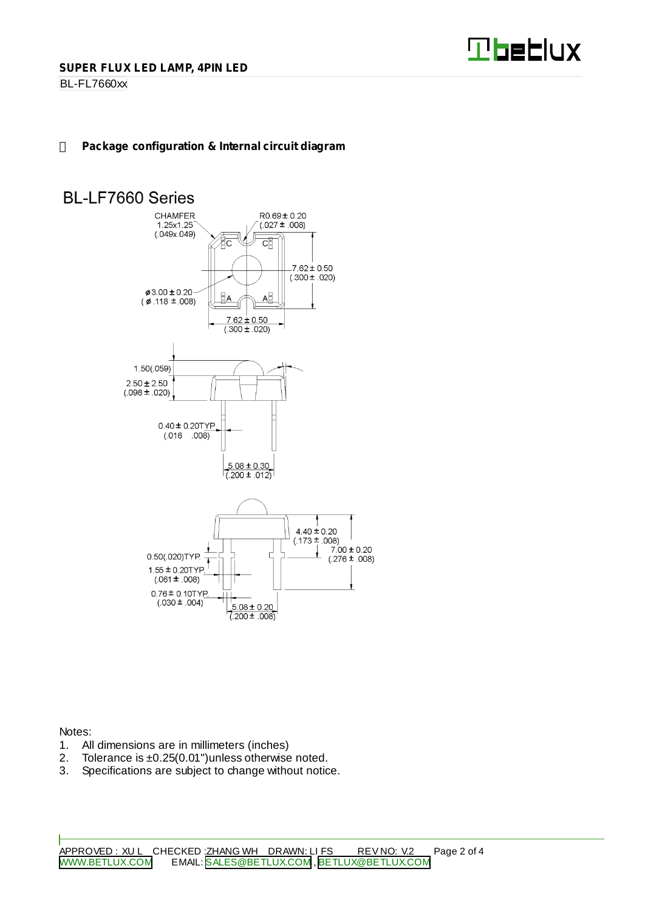**SUPER FLUX LED LAMP, 4PIN LED**

BL-FL7660xx

**Package configuration & Internal circuit diagram**

BL-LF7660 Series

CHAMFER 1.25x1.25 (.049x.049)

R0.69 ± 0.20 (.027 ± .008)

7.62 ± 0.50 (.300 ± .020)

ø3.00 ± 0.20 (ø .118 ± .008)

7.62 ± 0.50 (.300 ± .020)

1.50(.059)

2.50 ± 2.50 (.098 ± .020)

0.40 ± 0.20TYP (.016 .008)

5.08 ± 0.30 (.200 ± .012)

4.40 ± 0.20 (.173 ± .008)

7.00 ± 0.20 (.276 ± .008)

0.50(.020)TYP.

1.55 ± 0.20TYP. (.061 ± .008)

0.76 ± 0.10TYP. (.030 ± .004)

5.08 ± 0.20 (.200 ± .008)

Notes:

1. All dimensions are in millimeters (inches)
2. Tolerance is ±0.25(0.01")unless otherwise noted.
3. Specifications are subject to change without notice.

APPROVED : XU L CHECKED :ZHANG WH DRAWN: LI FS REV NO: V.2

WWW.BETLUX.COM EMAIL: SALES@BETLUX.COM , BETLUX@BETLUX.COM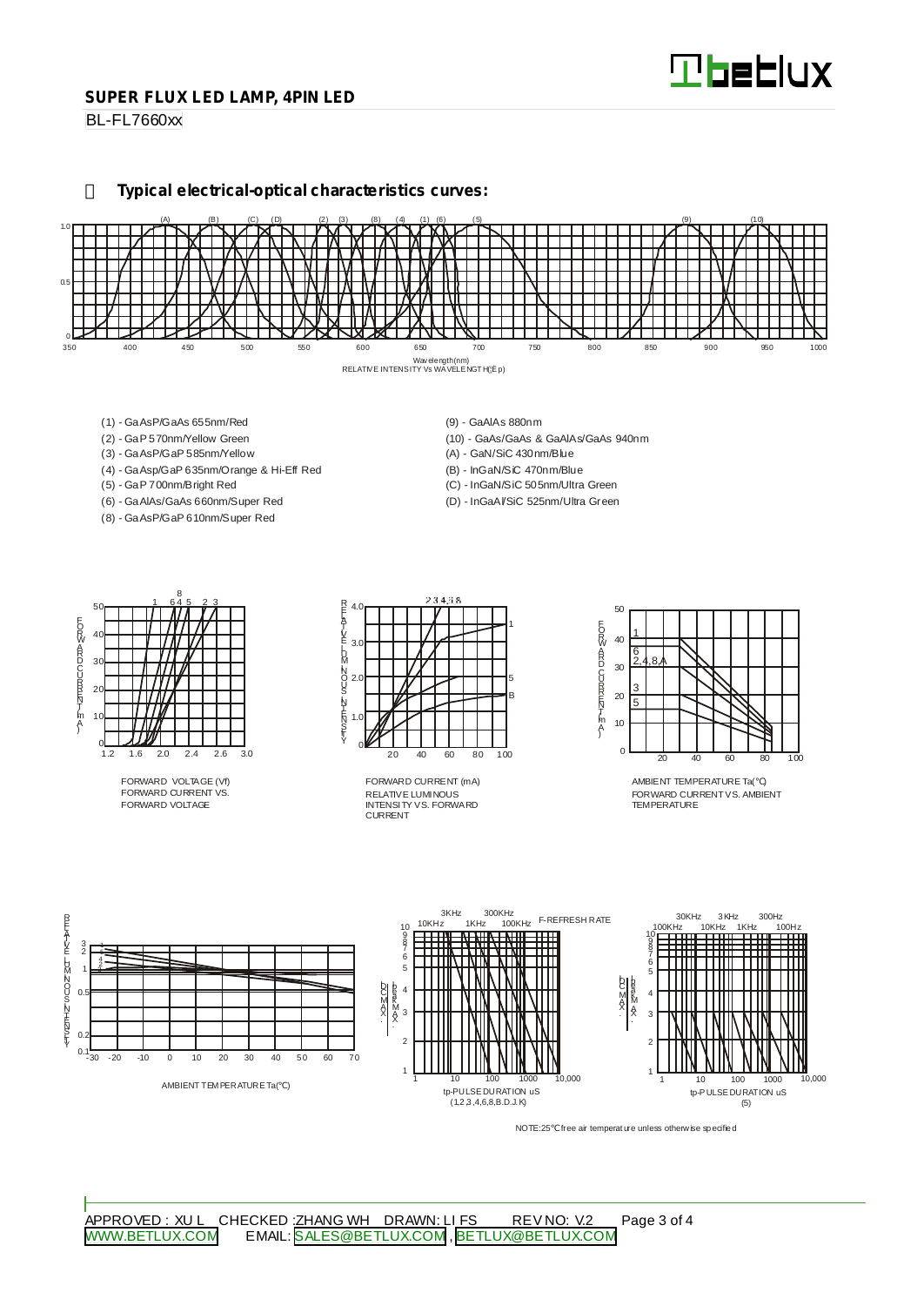## SUPER FLUX LED LAMP, 4PIN LED

BL-FL7660xx

### Typical electrical-optical characteristics curves:

RELATIVE INTENSITY Vs WAVELENGTH(λp)

- (1) - GaAsP/GaAs 655nm/Red
- (2) - GaP 570nm/Yellow Green
- (3) - GaAsP/GaP 585nm/Yellow
- (4) - GaAsp/GaP 635nm/Orange & Hi-Eff Red
- (5) - GaP 700nm/Bright Red
- (6) - GaAlAs/GaAs 660nm/Super Red
- (8) - GaAsP/GaP 610nm/Super Red
- (9) - GaAlAs 880nm
- (10) - GaAs/GaAs & GaAlAs/GaAs 940nm
- (A) - GaN/SiC 430nm/Blue
- (B) - InGaN/SiC 470nm/Blue
- (C) - InGaN/SiC 505nm/Ultra Green
- (D) - InGaAl/SiC 525nm/Ultra Green

FORWARD CURRENT VS. FORWARD VOLTAGE

RELATIVE LUMINOUS INTENSITY VS. FORWARD CURRENT

FORWARD CURRENT VS. AMBIENT TEMPERATURE

AMBIENT TEMPERATURE Ta(℃)

tp-PULSE DURATION uS (1,2,3,4,6,8,B,D,J,K)

tp-PULSE DURATION uS (5)

NOTE:25℃ free air temperature unless otherwise specified

APPROVED : XU L CHECKED :ZHANG WH DRAWN: LI FS REV NO: V.2

WWW.BETLUX.COM EMAIL: SALES@BETLUX.COM , BETLUX@BETLUX.COM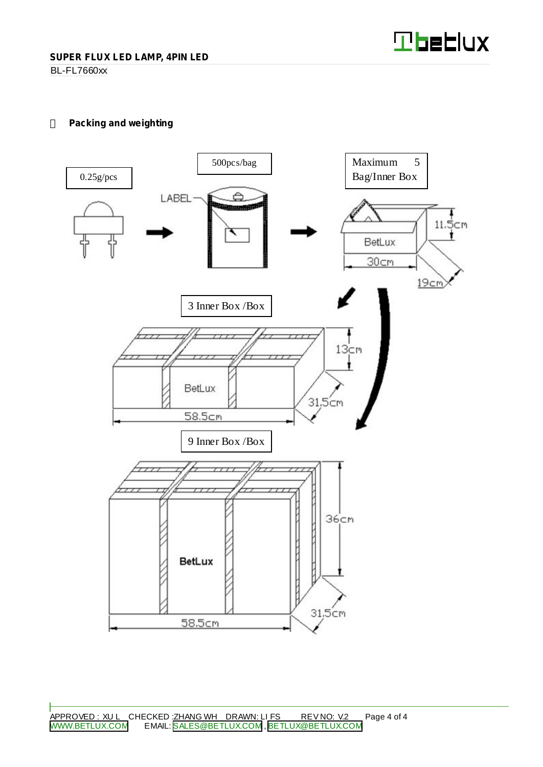## Packing and weighting

0.25g/pcs

500pcs/bag

LABEL

Maximum 5 Bag/Inner Box

BetLux

11.5cm

30cm

19cm

3 Inner Box /Box

13cm

BetLux

31.5cm

58.5cm

9 Inner Box /Box

36cm

BetLux

31.5cm

58.5cm